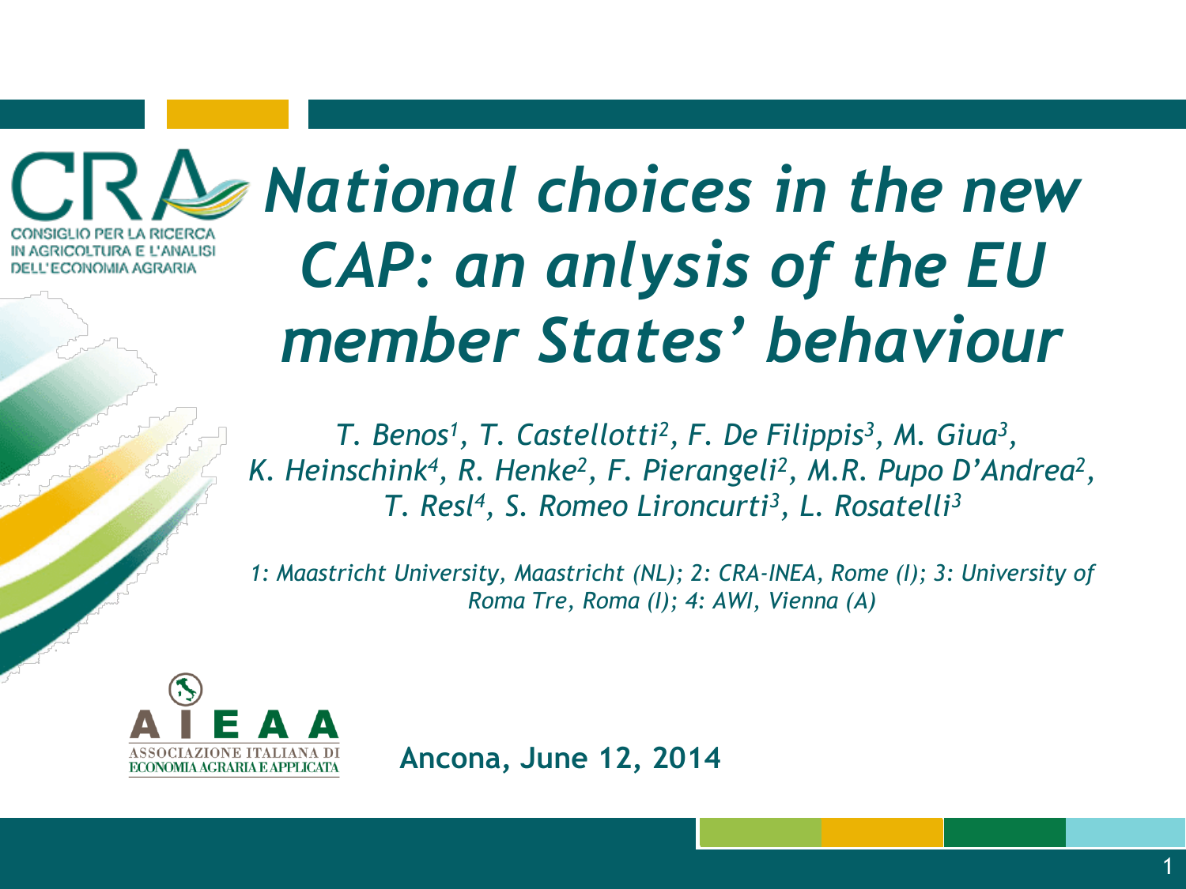CONSIGLIO PER LA RICERCA IN AGRICOLTURA E L'ANALISI DELL'ECONOMIA AGRARIA

# *National choices in the new CAP: an anlysis of the EU member States' behaviour*

*T. Benos[1], T. Castellotti[2], F. De Filippis[3], M. Giua[3], K. Heinschink[4], R. Henke[2], F. Pierangeli[2], M.R. Pupo D'Andrea[2], T. Resl[4], S. Romeo Lironcurti[3], L. Rosatelli[3]*

*1: Maastricht University, Maastricht (NL); 2: CRA-INEA, Rome (I); 3: University of Roma Tre, Roma (I); 4: AWI, Vienna (A)*

AIEAA ASSOCIAZIONE ITALIANA DI ECONOMIA AGRARIA E APPLICATA

**Ancona, June 12, 2014**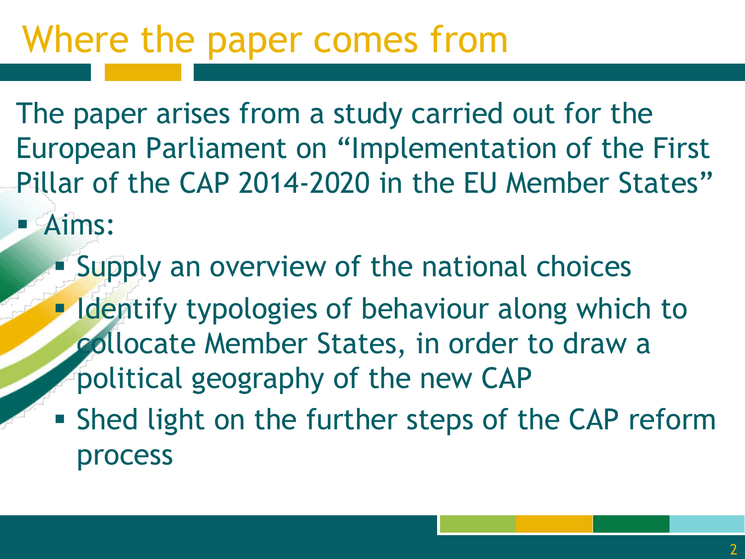# Where the paper comes from

The paper arises from a study carried out for the European Parliament on "Implementation of the First Pillar of the CAP 2014-2020 in the EU Member States"

- Aims:
  - Supply an overview of the national choices
  - Identify typologies of behaviour along which to collocate Member States, in order to draw a political geography of the new CAP
  - Shed light on the further steps of the CAP reform process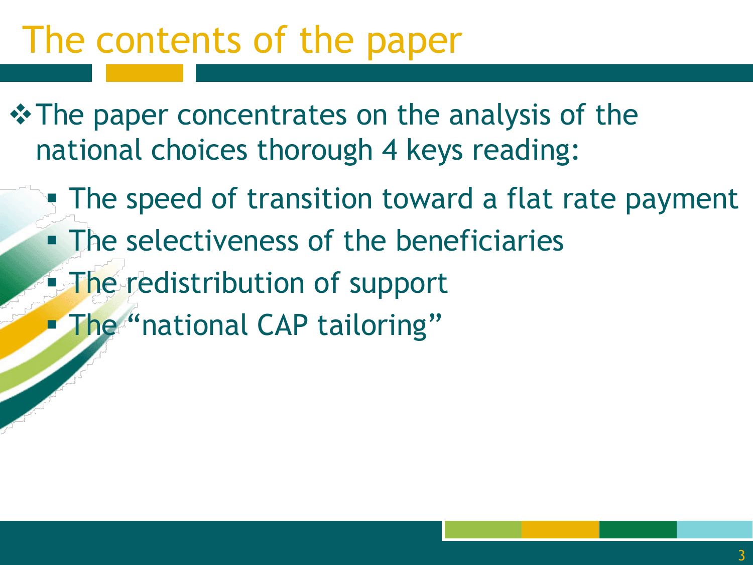# The contents of the paper

- The paper concentrates on the analysis of the national choices thorough 4 keys reading:
  - The speed of transition toward a flat rate payment
  - The selectiveness of the beneficiaries
  - The redistribution of support
  - The “national CAP tailoring”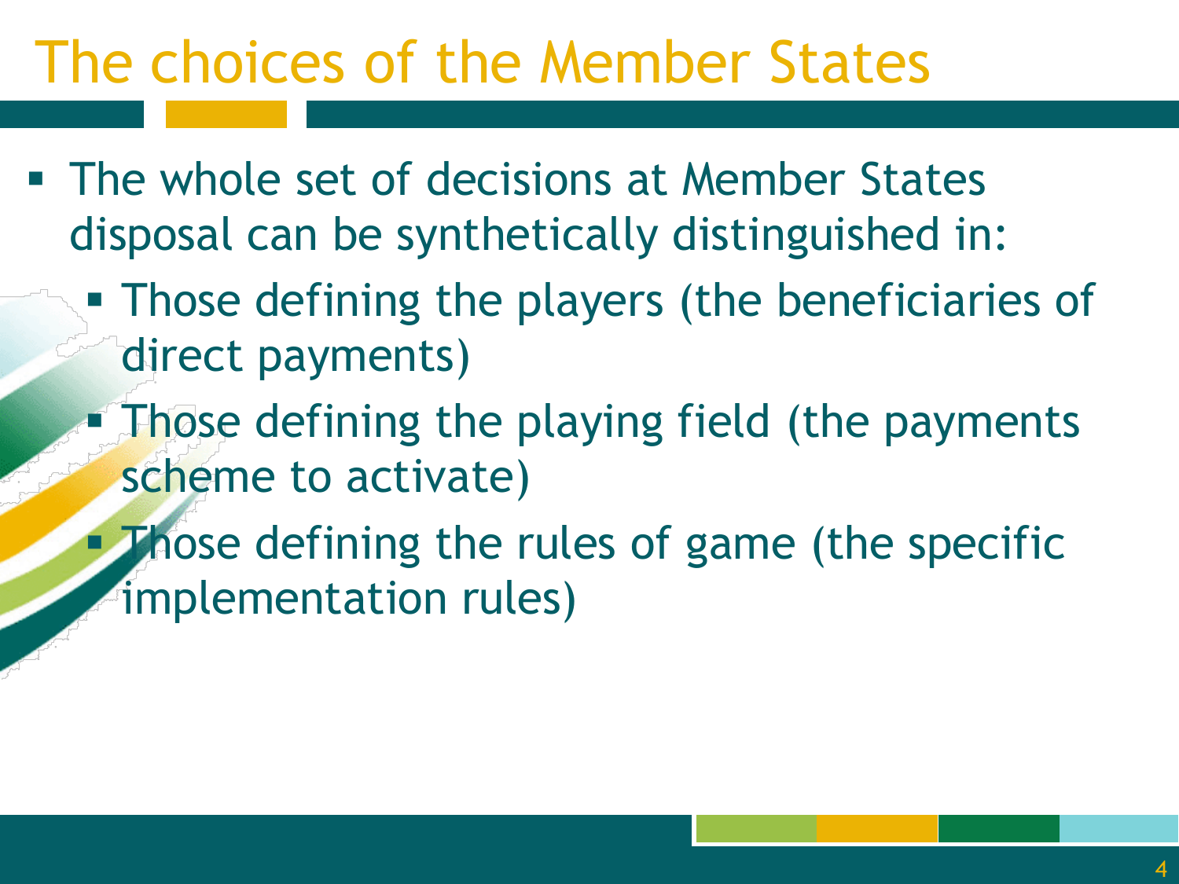# The choices of the Member States

- The whole set of decisions at Member States disposal can be synthetically distinguished in:
  - Those defining the players (the beneficiaries of direct payments)
  - Those defining the playing field (the payments scheme to activate)
  - Those defining the rules of game (the specific implementation rules)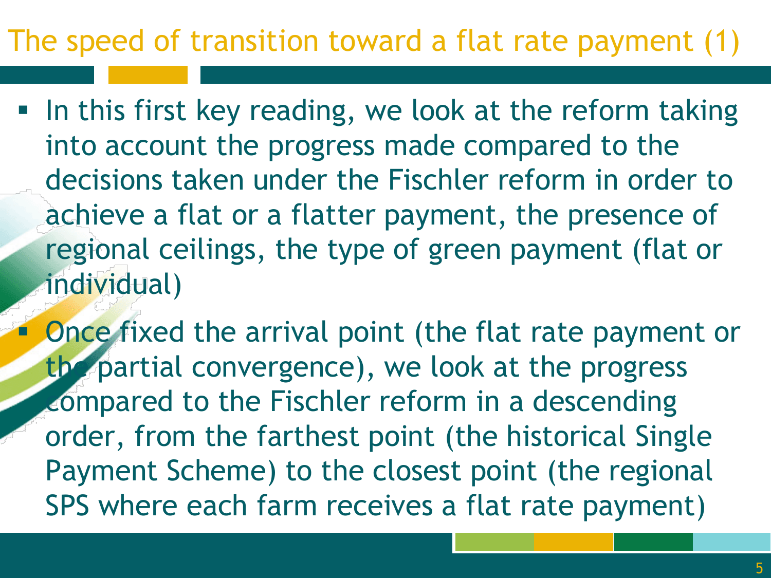# The speed of transition toward a flat rate payment (1)

- In this first key reading, we look at the reform taking into account the progress made compared to the decisions taken under the Fischler reform in order to achieve a flat or a flatter payment, the presence of regional ceilings, the type of green payment (flat or individual)
- Once fixed the arrival point (the flat rate payment or the partial convergence), we look at the progress compared to the Fischler reform in a descending order, from the farthest point (the historical Single Payment Scheme) to the closest point (the regional SPS where each farm receives a flat rate payment)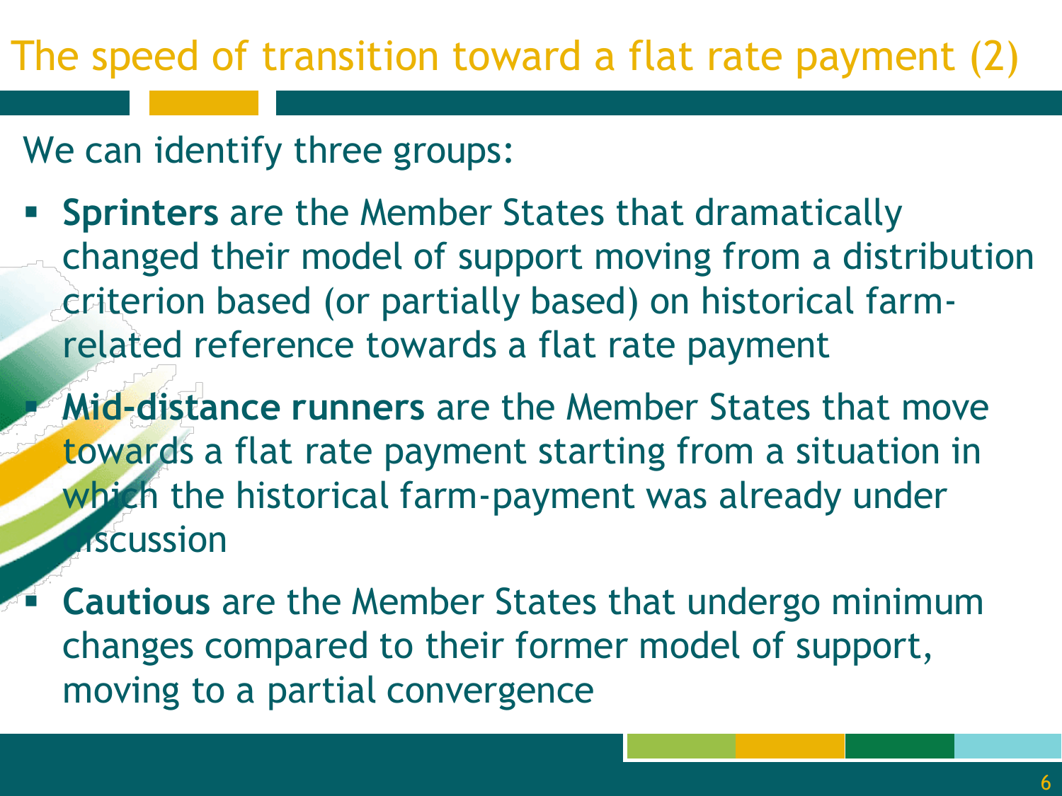# The speed of transition toward a flat rate payment (2)

We can identify three groups:

- **Sprinters** are the Member States that dramatically changed their model of support moving from a distribution criterion based (or partially based) on historical farm-related reference towards a flat rate payment
- **Mid-distance runners** are the Member States that move towards a flat rate payment starting from a situation in which the historical farm-payment was already under discussion
- **Cautious** are the Member States that undergo minimum changes compared to their former model of support, moving to a partial convergence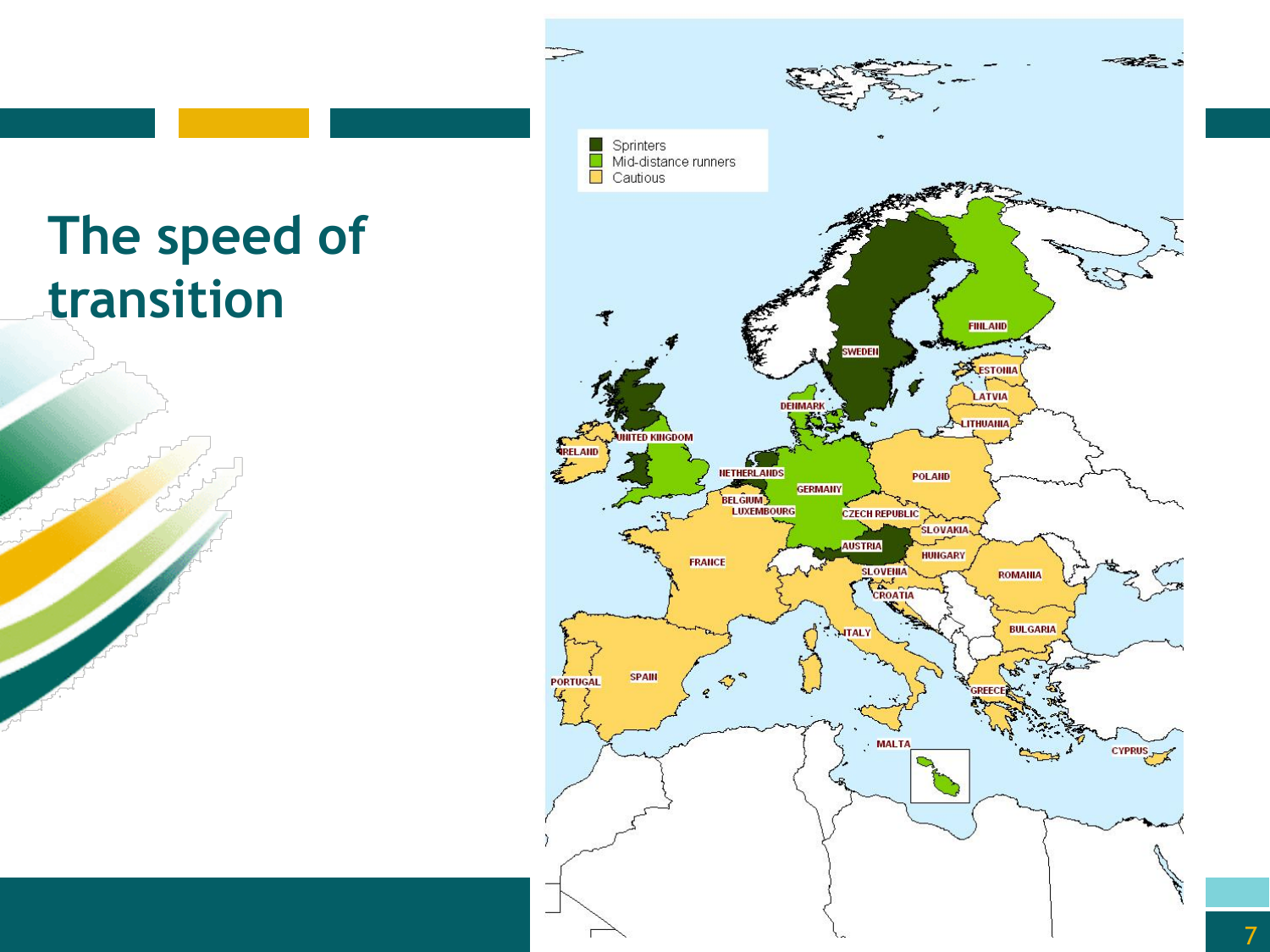# The speed of transition

Sprinters
Mid-distance runners
Cautious

SWEDEN, FINLAND, ESTONIA, LATVIA, LITHUANIA, DENMARK, UNITED KINGDOM, IRELAND, NETHERLANDS, BELGIUM, LUXEMBOURG, GERMANY, POLAND, CZECH REPUBLIC, SLOVAKIA, AUSTRIA, HUNGARY, SLOVENIA, CROATIA, ROMANIA, BULGARIA, FRANCE, ITALY, PORTUGAL, SPAIN, GREECE, MALTA, CYPRUS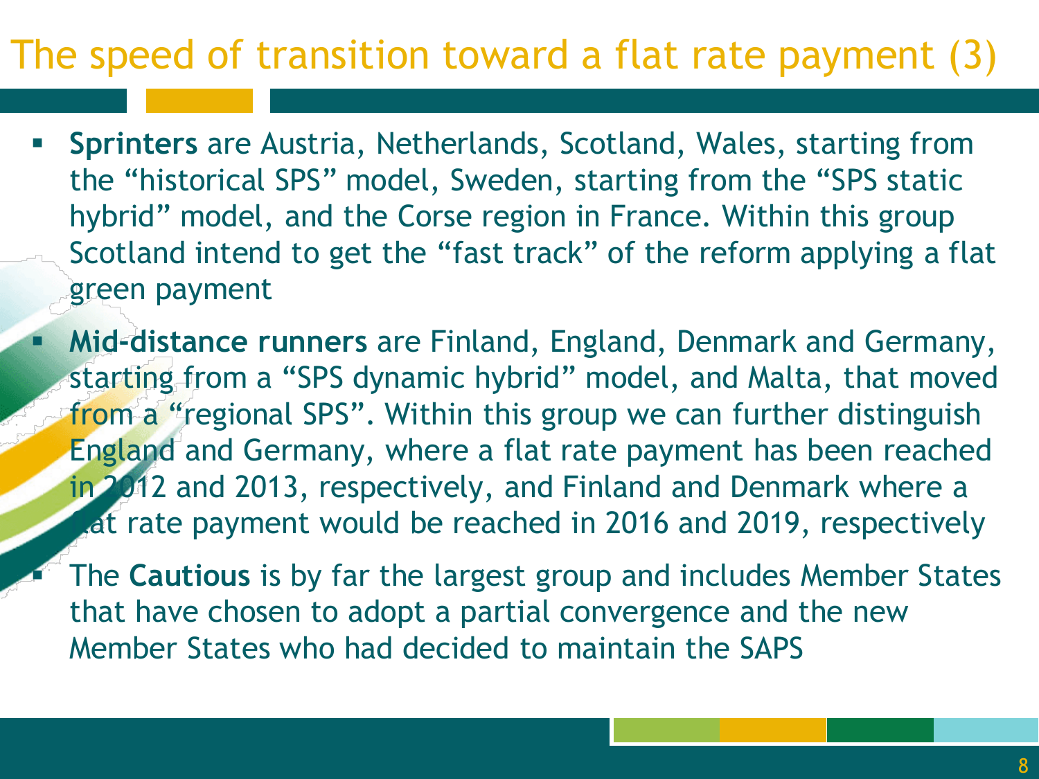# The speed of transition toward a flat rate payment (3)

- **Sprinters** are Austria, Netherlands, Scotland, Wales, starting from the "historical SPS" model, Sweden, starting from the "SPS static hybrid" model, and the Corse region in France. Within this group Scotland intend to get the "fast track" of the reform applying a flat green payment
- **Mid-distance runners** are Finland, England, Denmark and Germany, starting from a "SPS dynamic hybrid" model, and Malta, that moved from a "regional SPS". Within this group we can further distinguish England and Germany, where a flat rate payment has been reached in 2012 and 2013, respectively, and Finland and Denmark where a flat rate payment would be reached in 2016 and 2019, respectively
- The **Cautious** is by far the largest group and includes Member States that have chosen to adopt a partial convergence and the new Member States who had decided to maintain the SAPS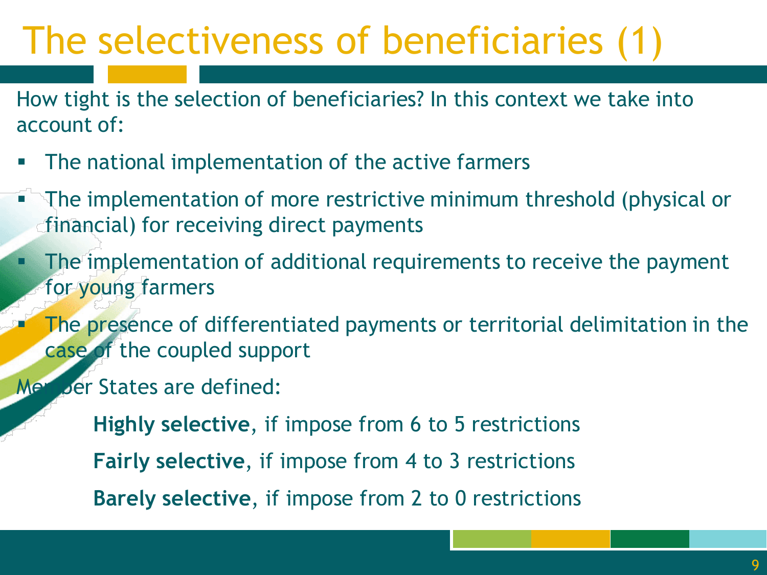# The selectiveness of beneficiaries (1)

How tight is the selection of beneficiaries? In this context we take into account of:

- The national implementation of the active farmers
- The implementation of more restrictive minimum threshold (physical or financial) for receiving direct payments
- The implementation of additional requirements to receive the payment for young farmers
- The presence of differentiated payments or territorial delimitation in the case of the coupled support

Member States are defined:

**Highly selective**, if impose from 6 to 5 restrictions

**Fairly selective**, if impose from 4 to 3 restrictions

**Barely selective**, if impose from 2 to 0 restrictions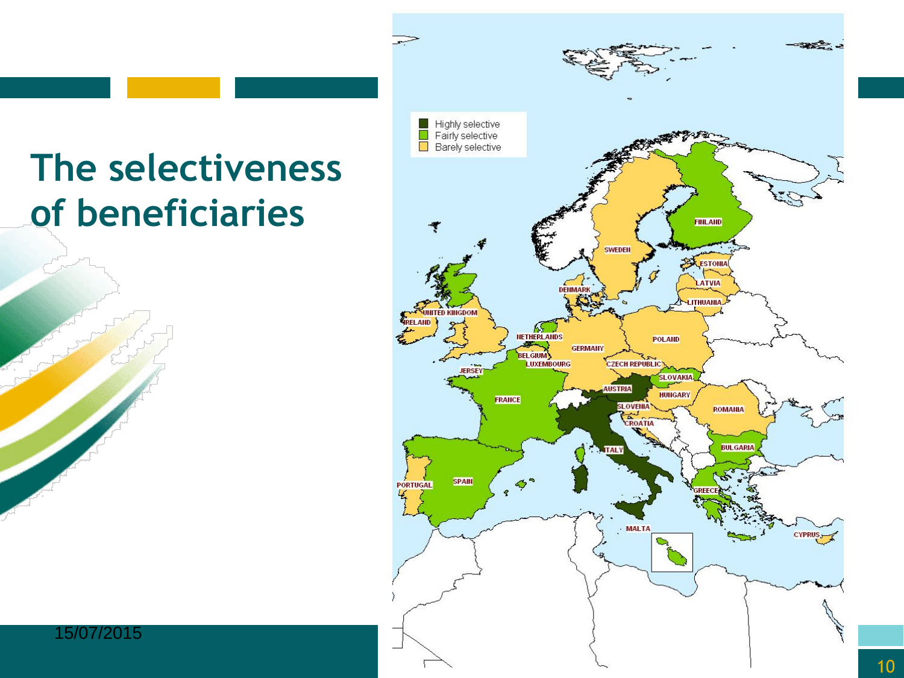# The selectiveness of beneficiaries

- Highly selective
- Fairly selective
- Barely selective

FINLAND, SWEDEN, ESTONIA, LATVIA, LITHUANIA, DENMARK, UNITED KINGDOM, IRELAND, NETHERLANDS, POLAND, GERMANY, BELGIUM, LUXEMBOURG, CZECH REPUBLIC, JERSEY, SLOVAKIA, AUSTRIA, HUNGARY, FRANCE, SLOVENIA, ROMANIA, CROATIA, ITALY, BULGARIA, PORTUGAL, SPAIN, GREECE, MALTA, CYPRUS

15/07/2015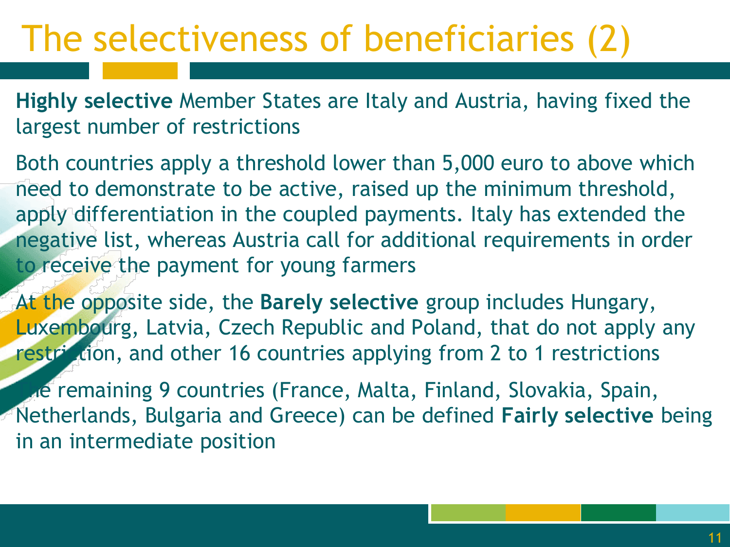# The selectiveness of beneficiaries (2)

**Highly selective** Member States are Italy and Austria, having fixed the largest number of restrictions

Both countries apply a threshold lower than 5,000 euro to above which need to demonstrate to be active, raised up the minimum threshold, apply differentiation in the coupled payments. Italy has extended the negative list, whereas Austria call for additional requirements in order to receive the payment for young farmers

At the opposite side, the **Barely selective** group includes Hungary, Luxembourg, Latvia, Czech Republic and Poland, that do not apply any restriction, and other 16 countries applying from 2 to 1 restrictions

The remaining 9 countries (France, Malta, Finland, Slovakia, Spain, Netherlands, Bulgaria and Greece) can be defined **Fairly selective** being in an intermediate position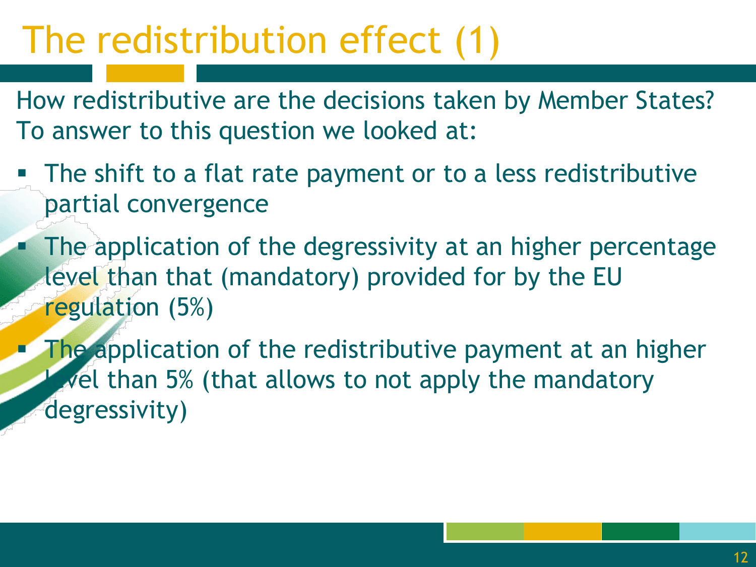# The redistribution effect (1)

How redistributive are the decisions taken by Member States? To answer to this question we looked at:

- The shift to a flat rate payment or to a less redistributive partial convergence
- The application of the degressivity at an higher percentage level than that (mandatory) provided for by the EU regulation (5%)
- The application of the redistributive payment at an higher level than 5% (that allows to not apply the mandatory degressivity)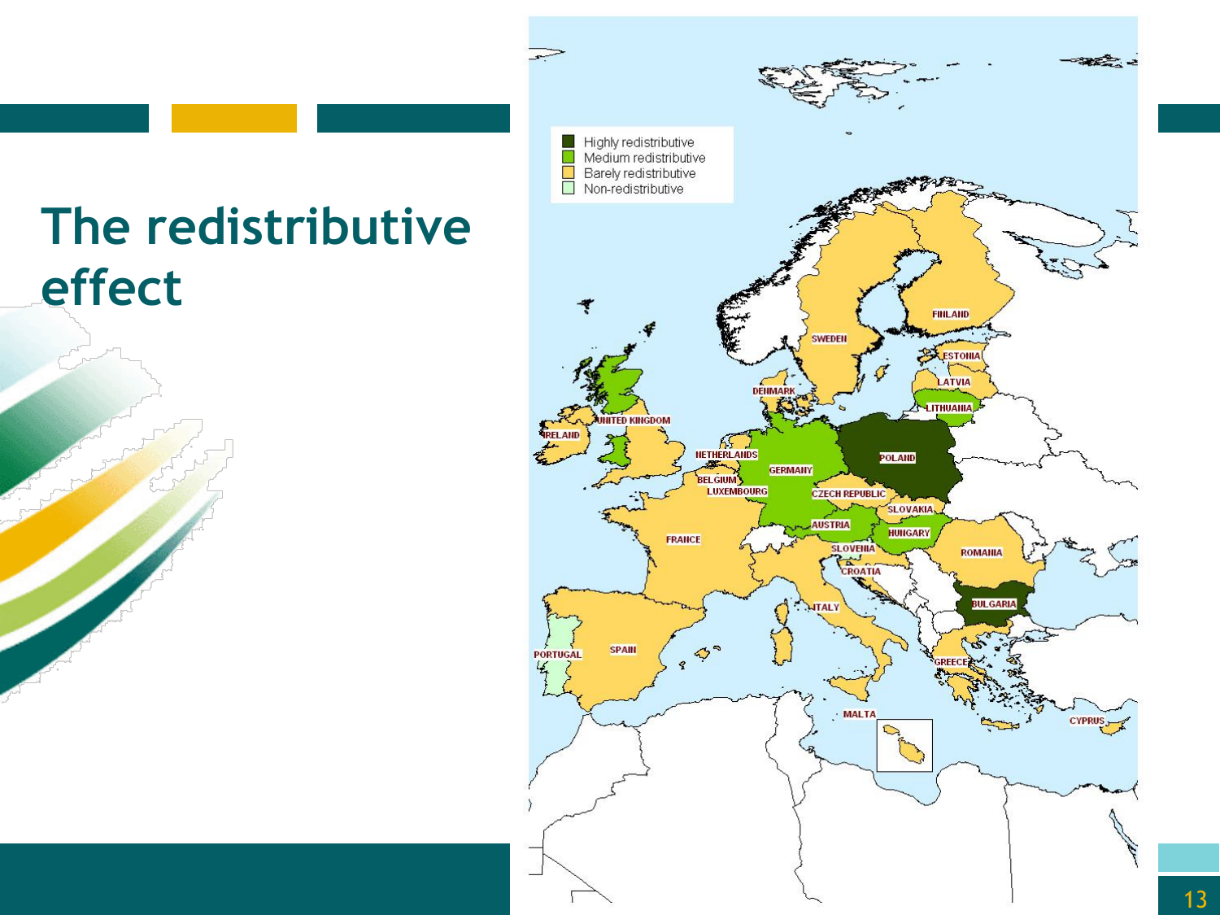# The redistributive effect

- Highly redistributive
- Medium redistributive
- Barely redistributive
- Non-redistributive

FINLAND, SWEDEN, ESTONIA, LATVIA, LITHUANIA, DENMARK, UNITED KINGDOM, IRELAND, NETHERLANDS, POLAND, GERMANY, BELGIUM, LUXEMBOURG, CZECH REPUBLIC, SLOVAKIA, AUSTRIA, HUNGARY, FRANCE, SLOVENIA, ROMANIA, CROATIA, BULGARIA, ITALY, PORTUGAL, SPAIN, GREECE, MALTA, CYPRUS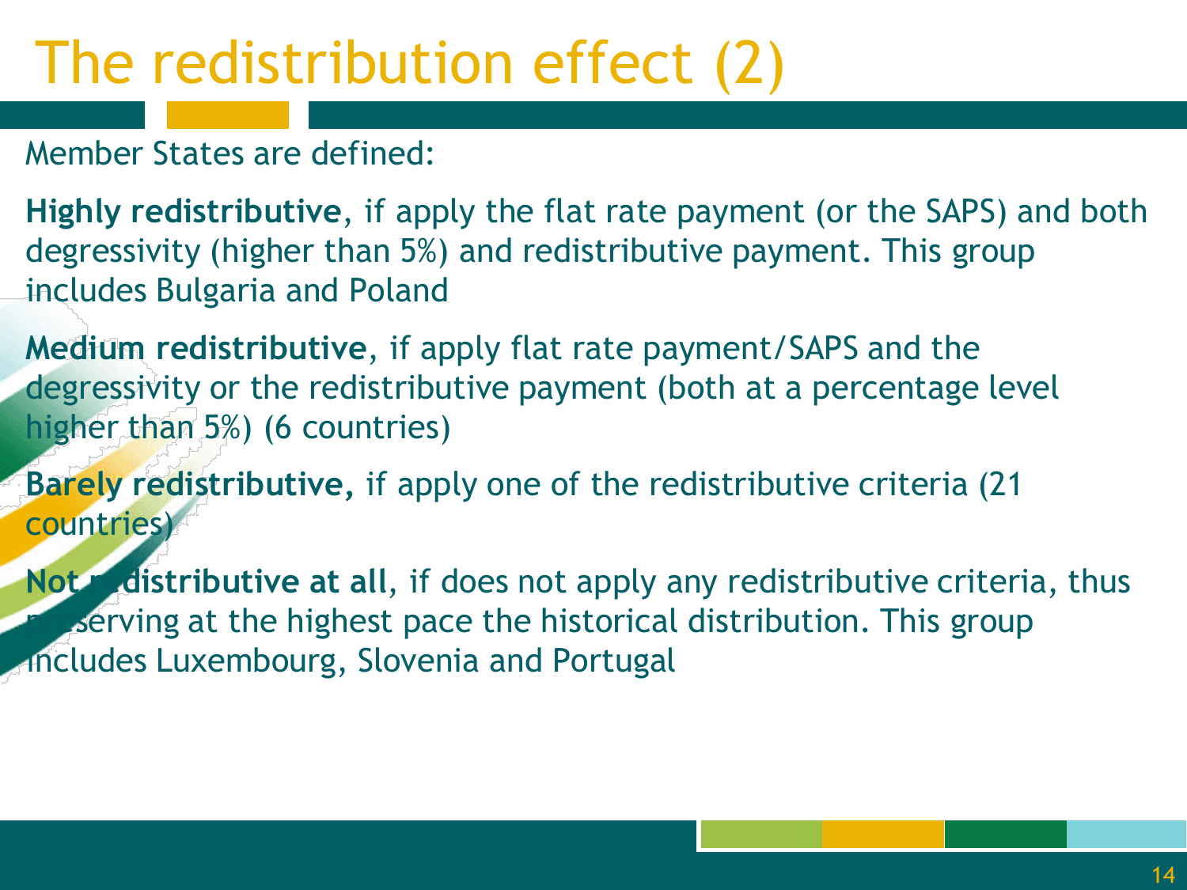# The redistribution effect (2)

Member States are defined:

**Highly redistributive**, if apply the flat rate payment (or the SAPS) and both degressivity (higher than 5%) and redistributive payment. This group includes Bulgaria and Poland

**Medium redistributive**, if apply flat rate payment/SAPS and the degressivity or the redistributive payment (both at a percentage level higher than 5%) (6 countries)

**Barely redistributive,** if apply one of the redistributive criteria (21 countries)

**Not redistributive at all**, if does not apply any redistributive criteria, thus preserving at the highest pace the historical distribution. This group includes Luxembourg, Slovenia and Portugal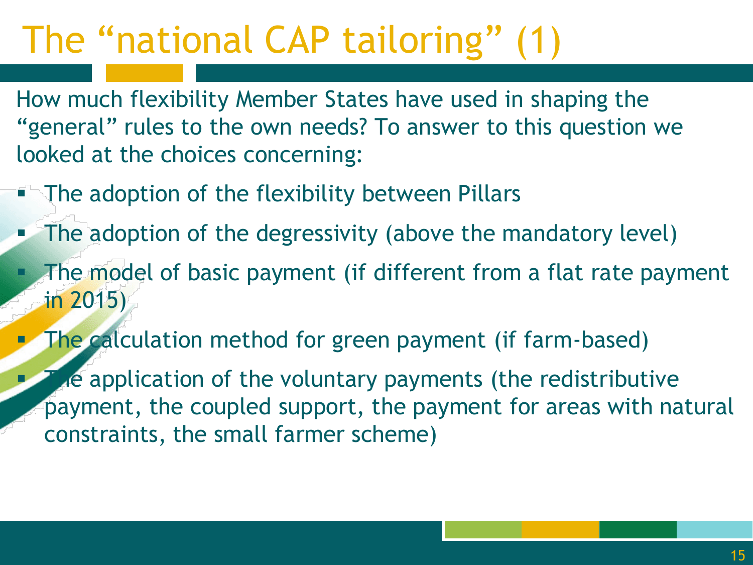# The "national CAP tailoring" (1)

How much flexibility Member States have used in shaping the "general" rules to the own needs? To answer to this question we looked at the choices concerning:

- The adoption of the flexibility between Pillars
- The adoption of the degressivity (above the mandatory level)
- The model of basic payment (if different from a flat rate payment in 2015)
- The calculation method for green payment (if farm-based)
- The application of the voluntary payments (the redistributive payment, the coupled support, the payment for areas with natural constraints, the small farmer scheme)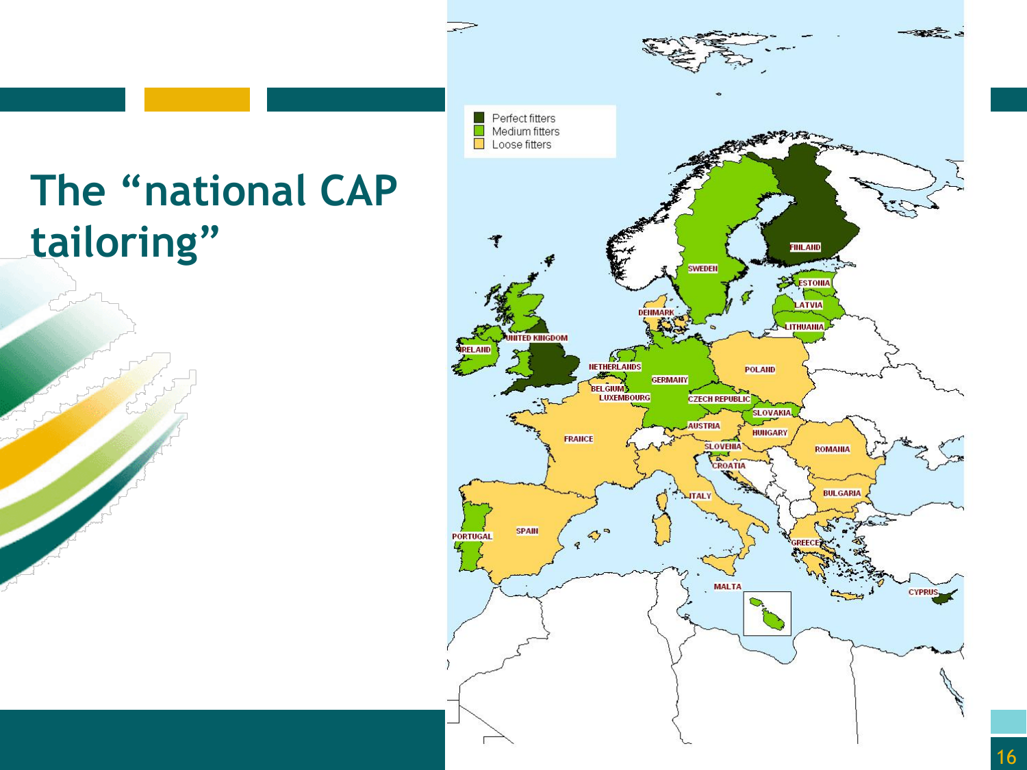# The "national CAP tailoring"

Perfect fitters
Medium fitters
Loose fitters

FINLAND
SWEDEN
ESTONIA
LATVIA
LITHUANIA
DENMARK
UNITED KINGDOM
IRELAND
NETHERLANDS
GERMANY
POLAND
BELGIUM
LUXEMBOURG
CZECH REPUBLIC
SLOVAKIA
AUSTRIA
HUNGARY
FRANCE
SLOVENIA
ROMANIA
CROATIA
ITALY
BULGARIA
PORTUGAL
SPAIN
GREECE
CYPRUS
MALTA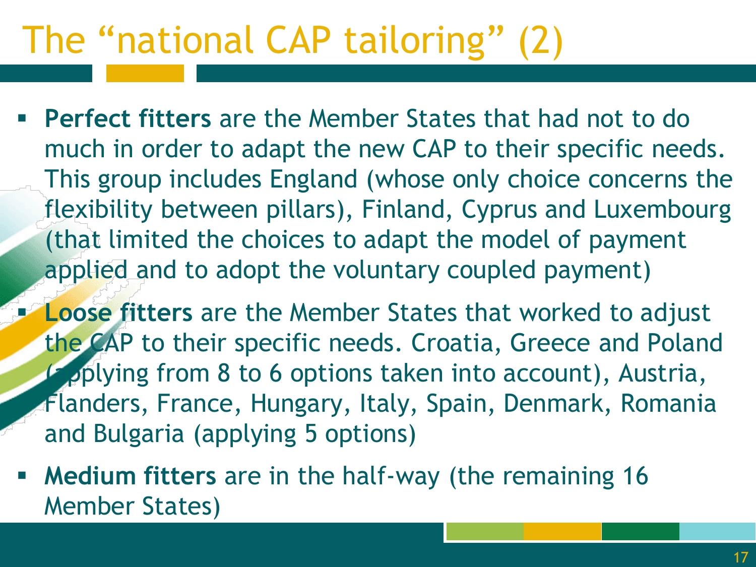# The "national CAP tailoring" (2)

- **Perfect fitters** are the Member States that had not to do much in order to adapt the new CAP to their specific needs. This group includes England (whose only choice concerns the flexibility between pillars), Finland, Cyprus and Luxembourg (that limited the choices to adapt the model of payment applied and to adopt the voluntary coupled payment)
- **Loose fitters** are the Member States that worked to adjust the CAP to their specific needs. Croatia, Greece and Poland (applying from 8 to 6 options taken into account), Austria, Flanders, France, Hungary, Italy, Spain, Denmark, Romania and Bulgaria (applying 5 options)
- **Medium fitters** are in the half-way (the remaining 16 Member States)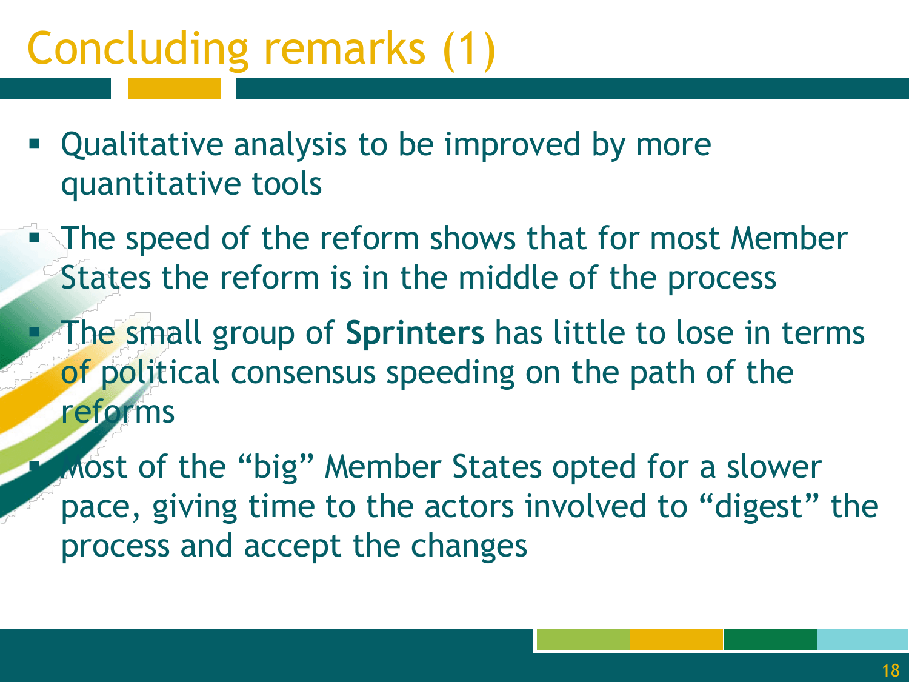# Concluding remarks (1)

- Qualitative analysis to be improved by more quantitative tools
- The speed of the reform shows that for most Member States the reform is in the middle of the process
- The small group of **Sprinters** has little to lose in terms of political consensus speeding on the path of the reforms
- Most of the "big" Member States opted for a slower pace, giving time to the actors involved to "digest" the process and accept the changes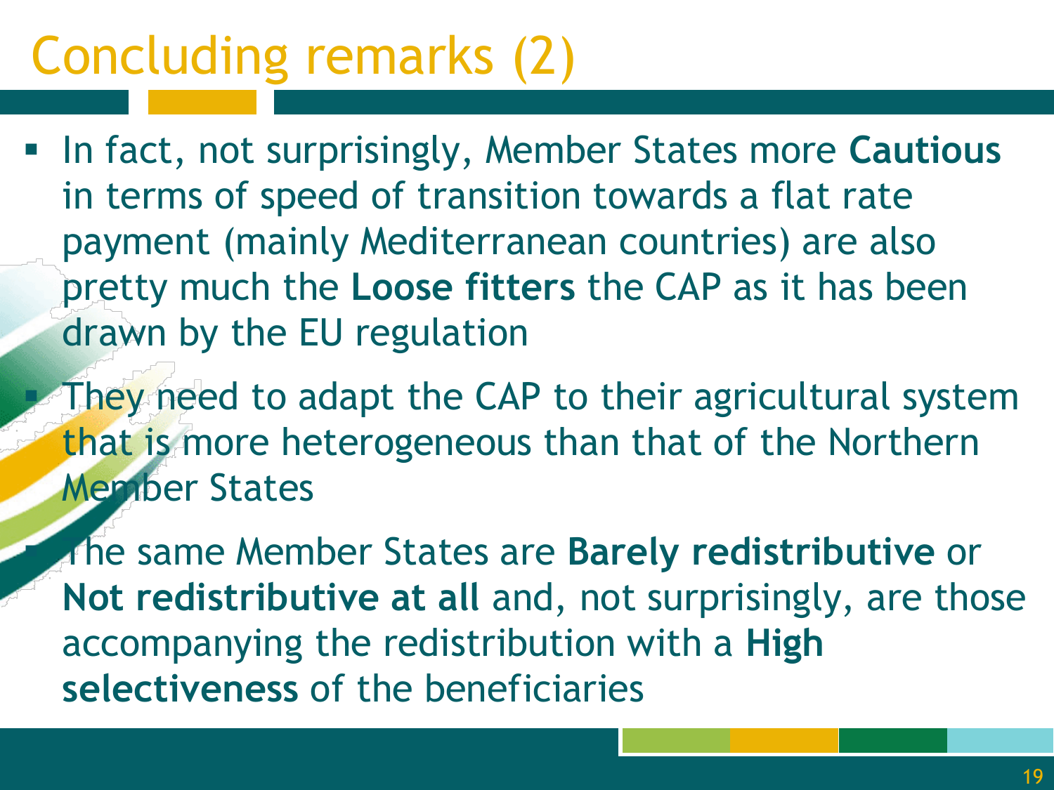# Concluding remarks (2)

- In fact, not surprisingly, Member States more **Cautious** in terms of speed of transition towards a flat rate payment (mainly Mediterranean countries) are also pretty much the **Loose fitters** the CAP as it has been drawn by the EU regulation
- They need to adapt the CAP to their agricultural system that is more heterogeneous than that of the Northern Member States
- The same Member States are **Barely redistributive** or **Not redistributive at all** and, not surprisingly, are those accompanying the redistribution with a **High selectiveness** of the beneficiaries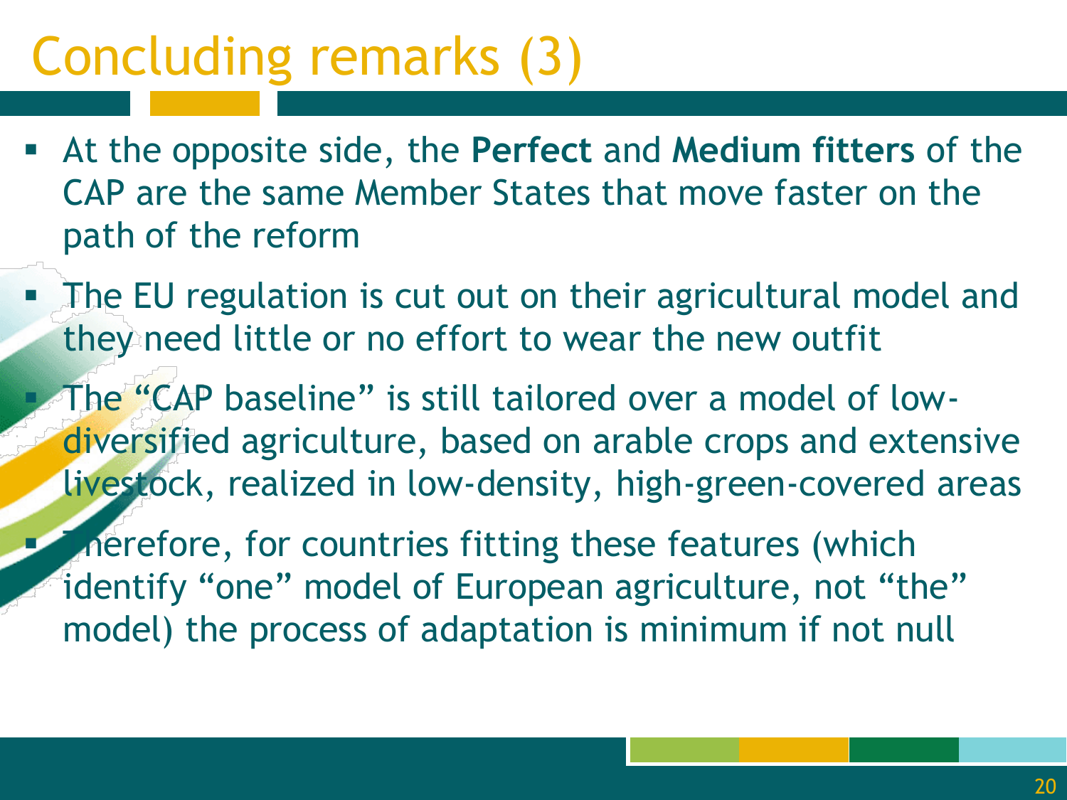# Concluding remarks (3)

- At the opposite side, the **Perfect** and **Medium fitters** of the CAP are the same Member States that move faster on the path of the reform
- The EU regulation is cut out on their agricultural model and they need little or no effort to wear the new outfit
- The "CAP baseline" is still tailored over a model of low-diversified agriculture, based on arable crops and extensive livestock, realized in low-density, high-green-covered areas
- Therefore, for countries fitting these features (which identify "one" model of European agriculture, not "the" model) the process of adaptation is minimum if not null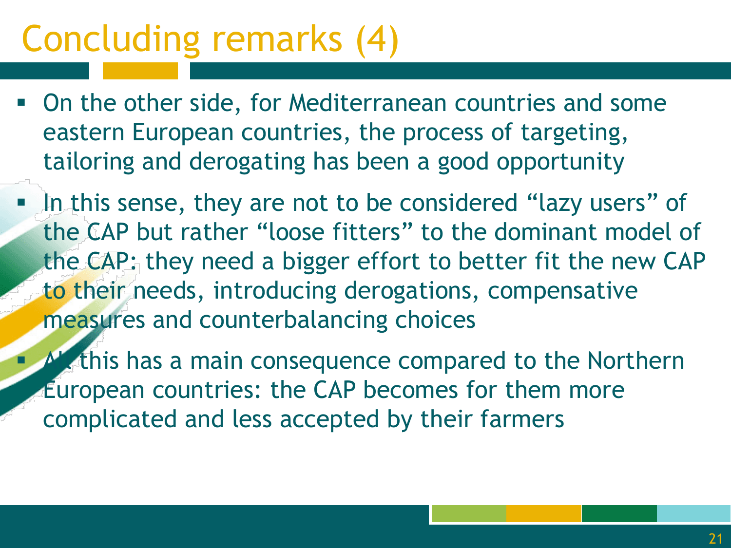# Concluding remarks (4)

- On the other side, for Mediterranean countries and some eastern European countries, the process of targeting, tailoring and derogating has been a good opportunity
- In this sense, they are not to be considered "lazy users" of the CAP but rather "loose fitters" to the dominant model of the CAP: they need a bigger effort to better fit the new CAP to their needs, introducing derogations, compensative measures and counterbalancing choices
- All this has a main consequence compared to the Northern European countries: the CAP becomes for them more complicated and less accepted by their farmers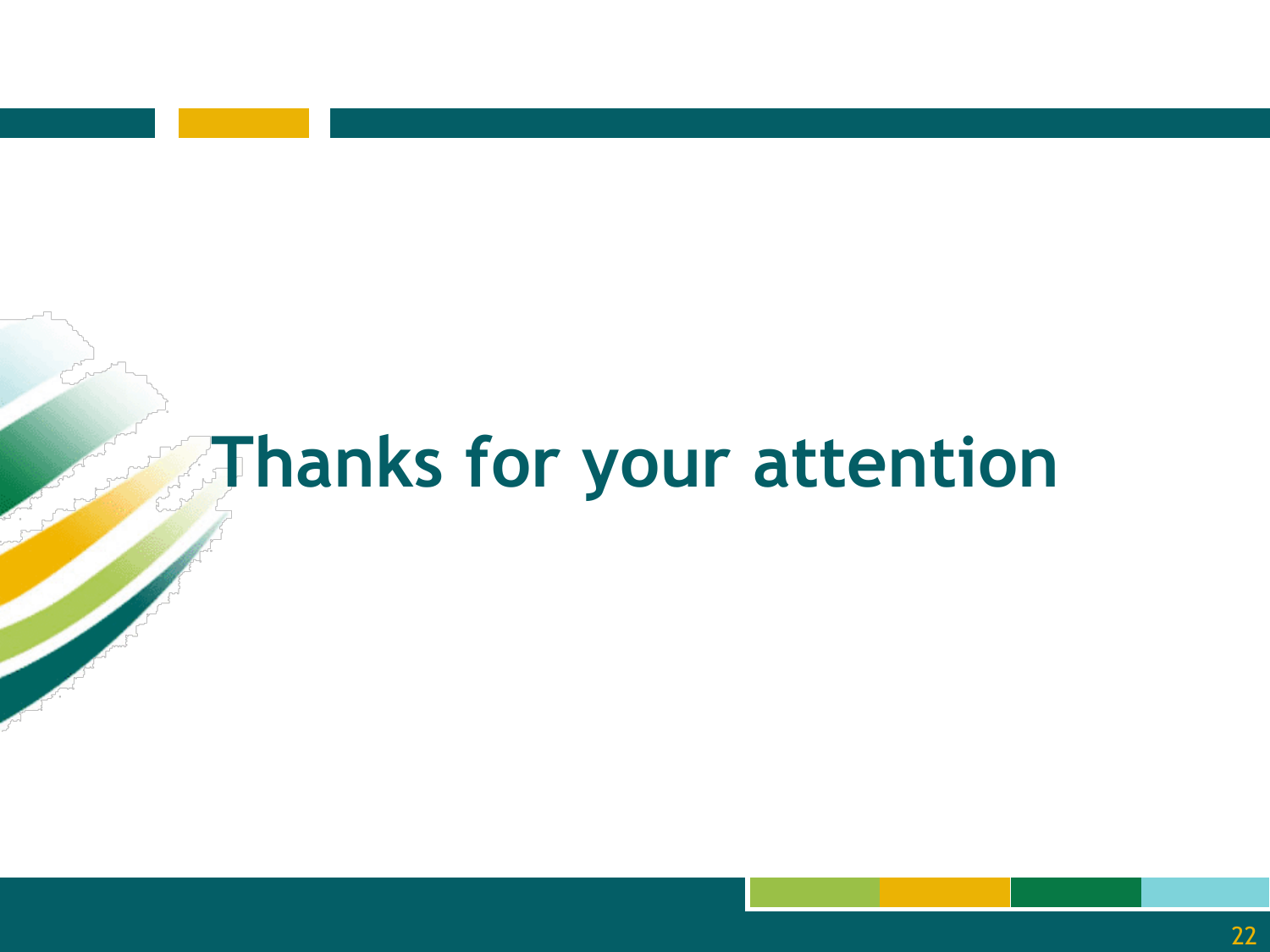# Thanks for your attention